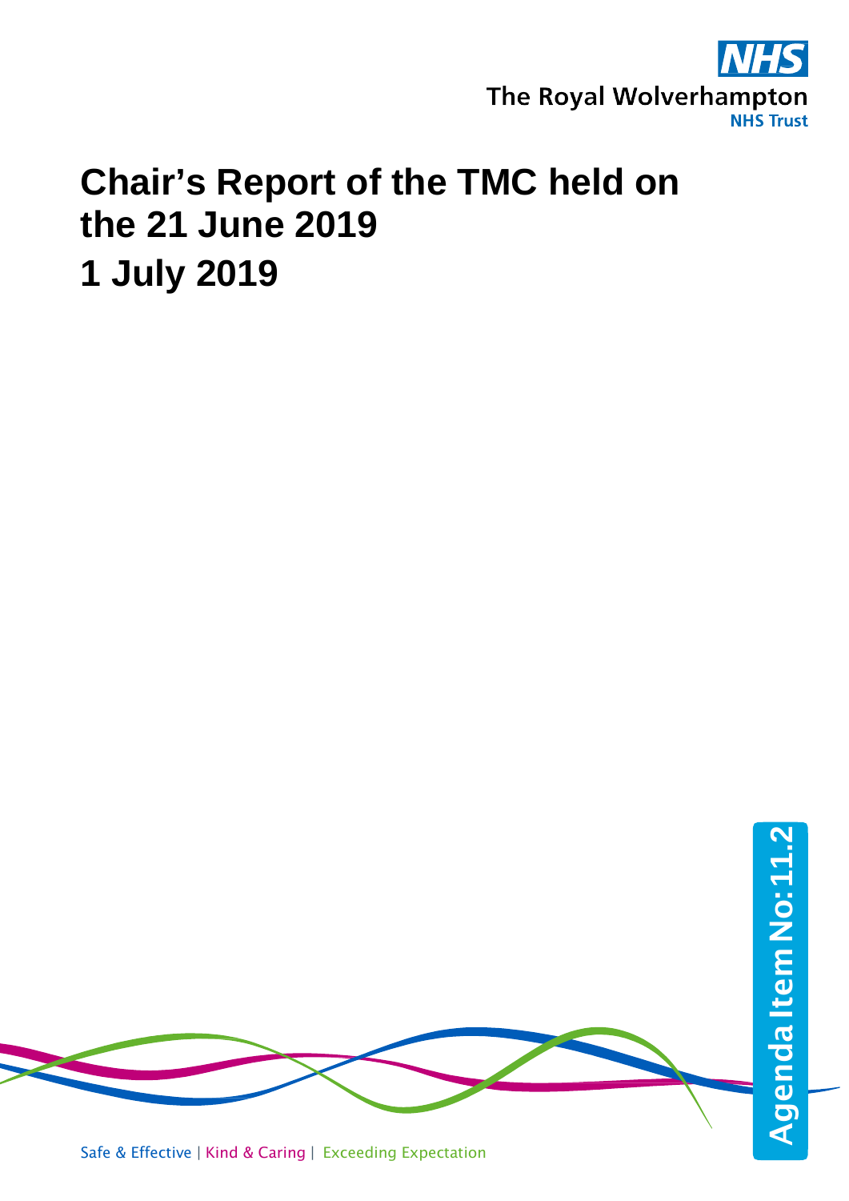The Royal Wolverhampton NHS Trust

# Chair's Report of the TMC held on the 21 June 2019

# 1 July 2019

Agenda Item No: 11.2

Safe & Effective | Kind & Caring | Exceeding Expectation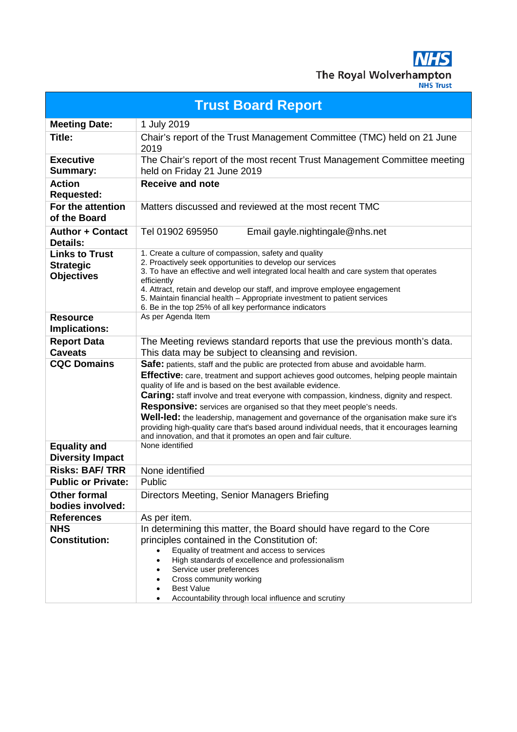**NHS**
The Royal Wolverhampton
NHS Trust

# Trust Board Report

| | |
|---|---|
| **Meeting Date:** | 1 July 2019 |
| **Title:** | Chair's report of the Trust Management Committee (TMC) held on 21 June 2019 |
| **Executive Summary:** | The Chair's report of the most recent Trust Management Committee meeting held on Friday 21 June 2019 |
| **Action Requested:** | **Receive and note** |
| **For the attention of the Board** | Matters discussed and reviewed at the most recent TMC |
| **Author + Contact Details:** | Tel 01902 695950 Email gayle.nightingale@nhs.net |
| **Links to Trust Strategic Objectives** | 1. Create a culture of compassion, safety and quality<br>2. Proactively seek opportunities to develop our services<br>3. To have an effective and well integrated local health and care system that operates efficiently<br>4. Attract, retain and develop our staff, and improve employee engagement<br>5. Maintain financial health – Appropriate investment to patient services<br>6. Be in the top 25% of all key performance indicators |
| **Resource Implications:** | As per Agenda Item |
| **Report Data Caveats** | The Meeting reviews standard reports that use the previous month's data. This data may be subject to cleansing and revision. |
| **CQC Domains** | **Safe:** patients, staff and the public are protected from abuse and avoidable harm.<br>**Effective:** care, treatment and support achieves good outcomes, helping people maintain quality of life and is based on the best available evidence.<br>**Caring:** staff involve and treat everyone with compassion, kindness, dignity and respect.<br>**Responsive:** services are organised so that they meet people's needs.<br>**Well-led:** the leadership, management and governance of the organisation make sure it's providing high-quality care that's based around individual needs, that it encourages learning and innovation, and that it promotes an open and fair culture. |
| **Equality and Diversity Impact** | None identified |
| **Risks: BAF/ TRR** | None identified |
| **Public or Private:** | Public |
| **Other formal bodies involved:** | Directors Meeting, Senior Managers Briefing |
| **References** | As per item. |
| **NHS Constitution:** | In determining this matter, the Board should have regard to the Core principles contained in the Constitution of:<br>• Equality of treatment and access to services<br>• High standards of excellence and professionalism<br>• Service user preferences<br>• Cross community working<br>• Best Value<br>• Accountability through local influence and scrutiny |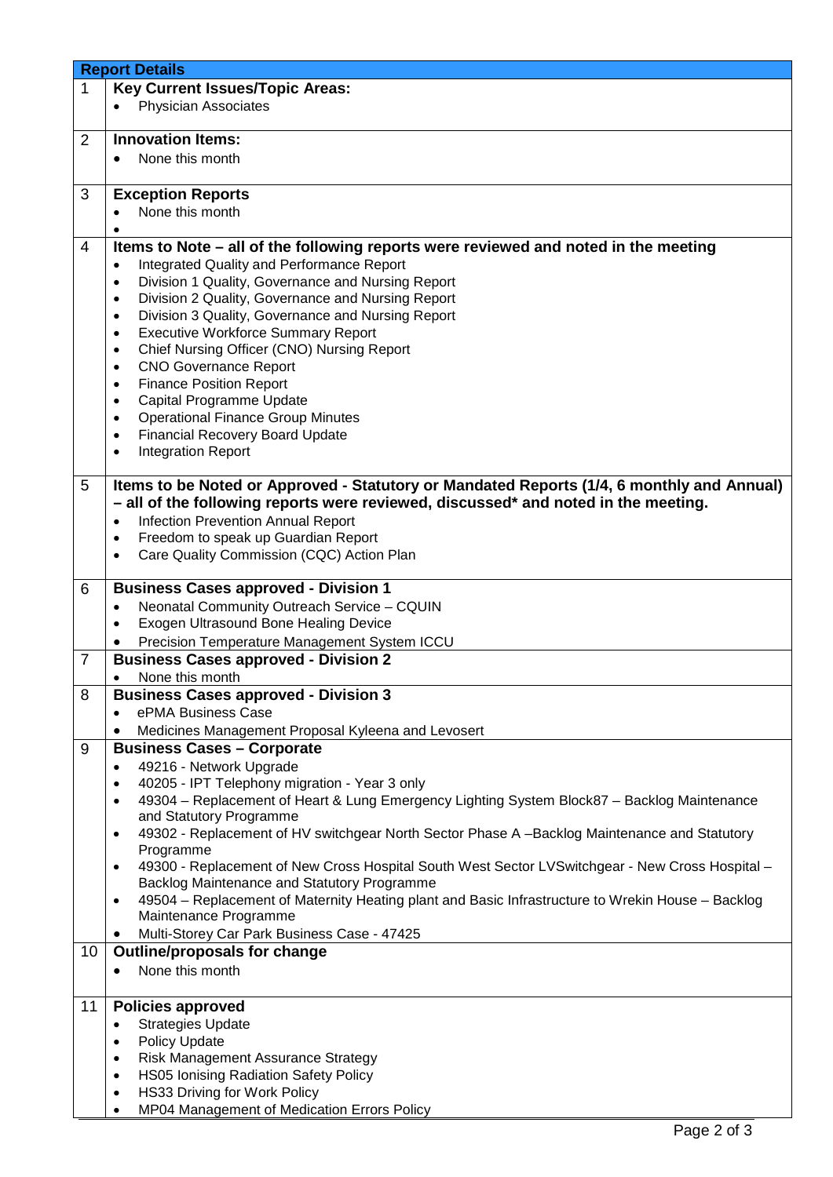| Report Details | |
|---|---|
| 1 | **Key Current Issues/Topic Areas:**<br>• Physician Associates |
| 2 | **Innovation Items:**<br>• None this month |
| 3 | **Exception Reports**<br>• None this month<br>• |
| 4 | **Items to Note – all of the following reports were reviewed and noted in the meeting**<br>• Integrated Quality and Performance Report<br>• Division 1 Quality, Governance and Nursing Report<br>• Division 2 Quality, Governance and Nursing Report<br>• Division 3 Quality, Governance and Nursing Report<br>• Executive Workforce Summary Report<br>• Chief Nursing Officer (CNO) Nursing Report<br>• CNO Governance Report<br>• Finance Position Report<br>• Capital Programme Update<br>• Operational Finance Group Minutes<br>• Financial Recovery Board Update<br>• Integration Report |
| 5 | **Items to be Noted or Approved - Statutory or Mandated Reports (1/4, 6 monthly and Annual) – all of the following reports were reviewed, discussed* and noted in the meeting.**<br>• Infection Prevention Annual Report<br>• Freedom to speak up Guardian Report<br>• Care Quality Commission (CQC) Action Plan |
| 6 | **Business Cases approved - Division 1**<br>• Neonatal Community Outreach Service – CQUIN<br>• Exogen Ultrasound Bone Healing Device<br>• Precision Temperature Management System ICCU |
| 7 | **Business Cases approved - Division 2**<br>• None this month |
| 8 | **Business Cases approved - Division 3**<br>• ePMA Business Case<br>• Medicines Management Proposal Kyleena and Levosert |
| 9 | **Business Cases – Corporate**<br>• 49216 - Network Upgrade<br>• 40205 - IPT Telephony migration - Year 3 only<br>• 49304 – Replacement of Heart & Lung Emergency Lighting System Block87 – Backlog Maintenance and Statutory Programme<br>• 49302 - Replacement of HV switchgear North Sector Phase A –Backlog Maintenance and Statutory Programme<br>• 49300 - Replacement of New Cross Hospital South West Sector LVSwitchgear - New Cross Hospital – Backlog Maintenance and Statutory Programme<br>• 49504 – Replacement of Maternity Heating plant and Basic Infrastructure to Wrekin House – Backlog Maintenance Programme<br>• Multi-Storey Car Park Business Case - 47425 |
| 10 | **Outline/proposals for change**<br>• None this month |
| 11 | **Policies approved**<br>• Strategies Update<br>• Policy Update<br>• Risk Management Assurance Strategy<br>• HS05 Ionising Radiation Safety Policy<br>• HS33 Driving for Work Policy<br>• MP04 Management of Medication Errors Policy |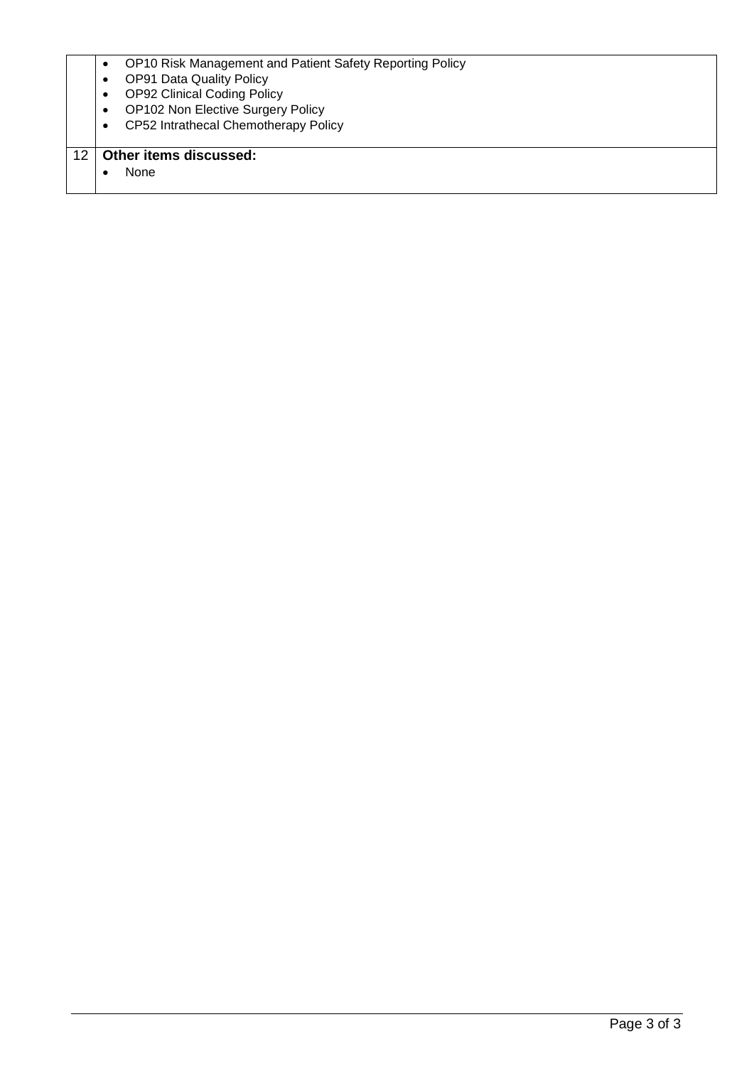| | |
|---|---|
| | • OP10 Risk Management and Patient Safety Reporting Policy<br>• OP91 Data Quality Policy<br>• OP92 Clinical Coding Policy<br>• OP102 Non Elective Surgery Policy<br>• CP52 Intrathecal Chemotherapy Policy |
| 12 | **Other items discussed:**<br>• None |